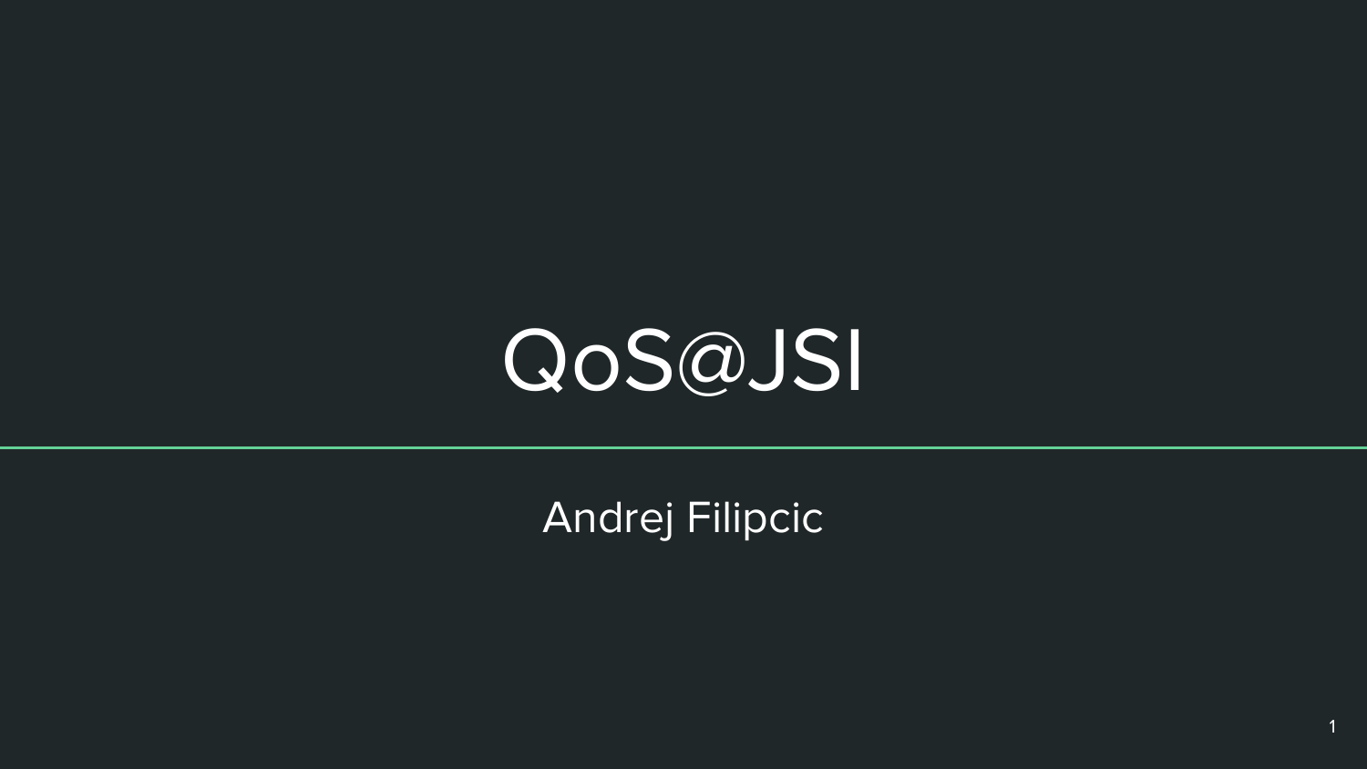# QoS@JSI

Andrej Filipcic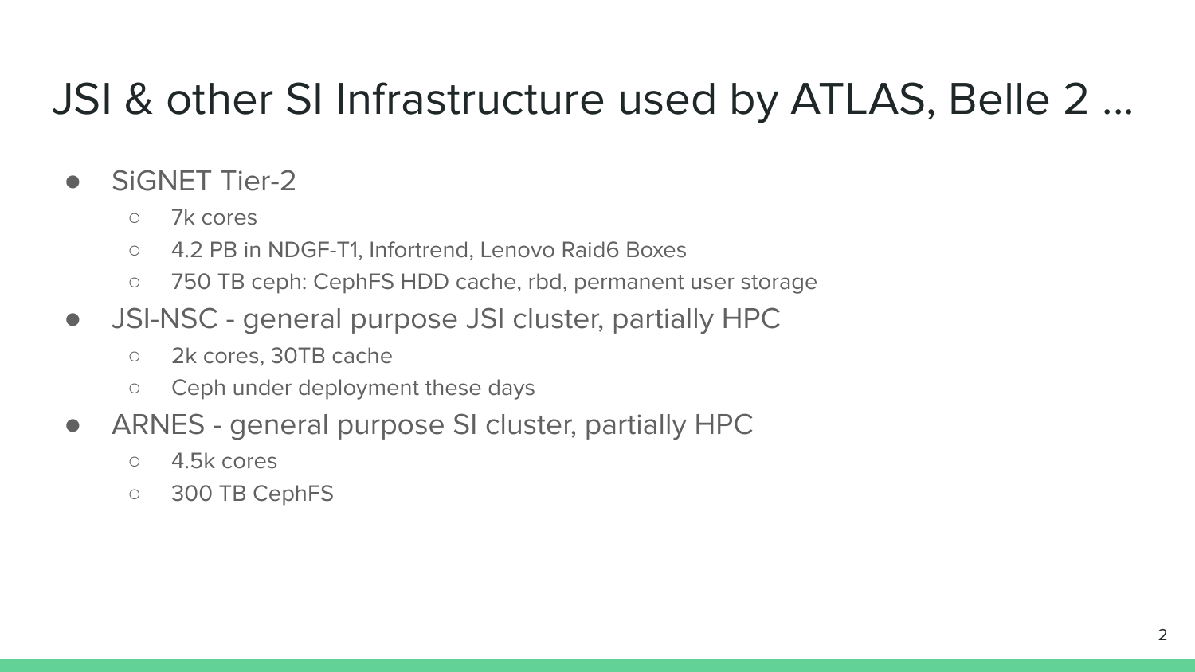# JSI & other SI Infrastructure used by ATLAS, Belle 2 ...

- SiGNET Tier-2
  - 7k cores
  - 4.2 PB in NDGF-T1, Infortrend, Lenovo Raid6 Boxes
  - 750 TB ceph: CephFS HDD cache, rbd, permanent user storage
- JSI-NSC - general purpose JSI cluster, partially HPC
  - 2k cores, 30TB cache
  - Ceph under deployment these days
- ARNES - general purpose SI cluster, partially HPC
  - 4.5k cores
  - 300 TB CephFS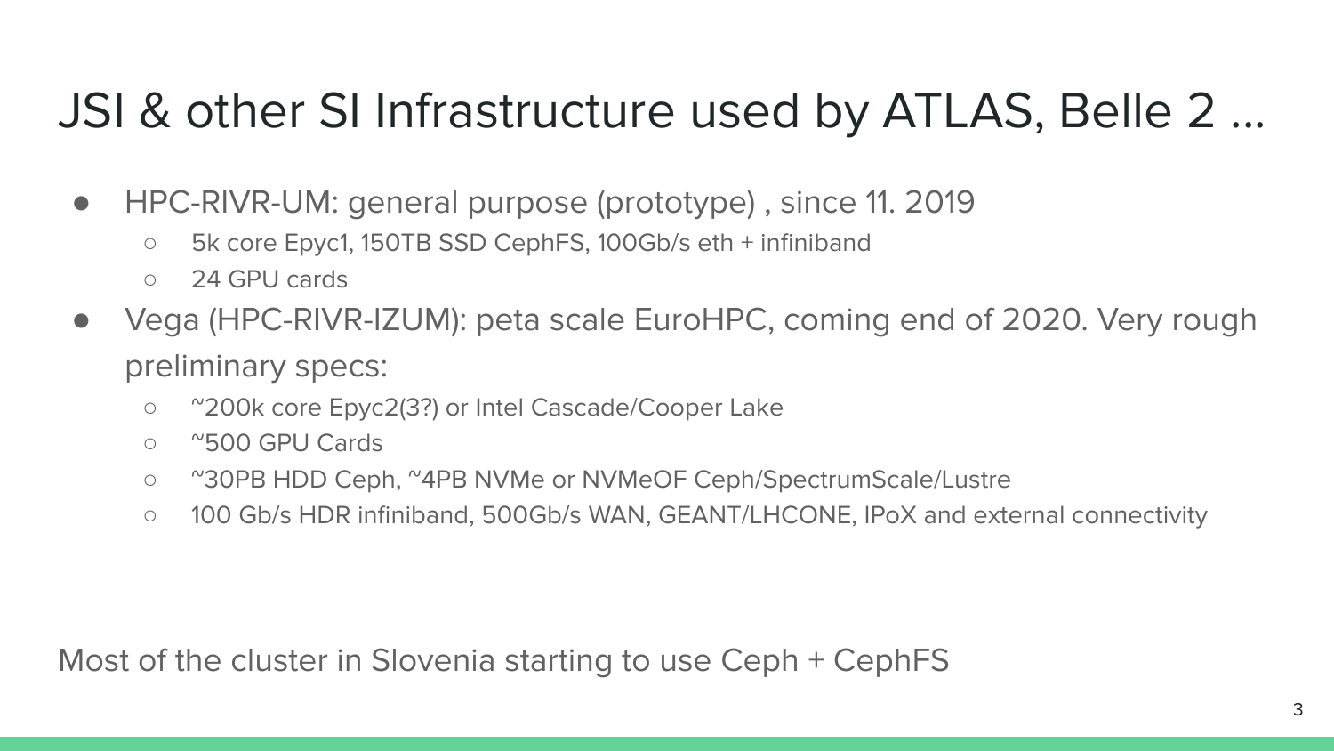# JSI & other SI Infrastructure used by ATLAS, Belle 2 ...

- HPC-RIVR-UM: general purpose (prototype) , since 11. 2019
  - 5k core Epyc1, 150TB SSD CephFS, 100Gb/s eth + infiniband
  - 24 GPU cards
- Vega (HPC-RIVR-IZUM): peta scale EuroHPC, coming end of 2020. Very rough preliminary specs:
  - ~200k core Epyc2(3?) or Intel Cascade/Cooper Lake
  - ~500 GPU Cards
  - ~30PB HDD Ceph, ~4PB NVMe or NVMeOF Ceph/SpectrumScale/Lustre
  - 100 Gb/s HDR infiniband, 500Gb/s WAN, GEANT/LHCONE, IPoX and external connectivity

Most of the cluster in Slovenia starting to use Ceph + CephFS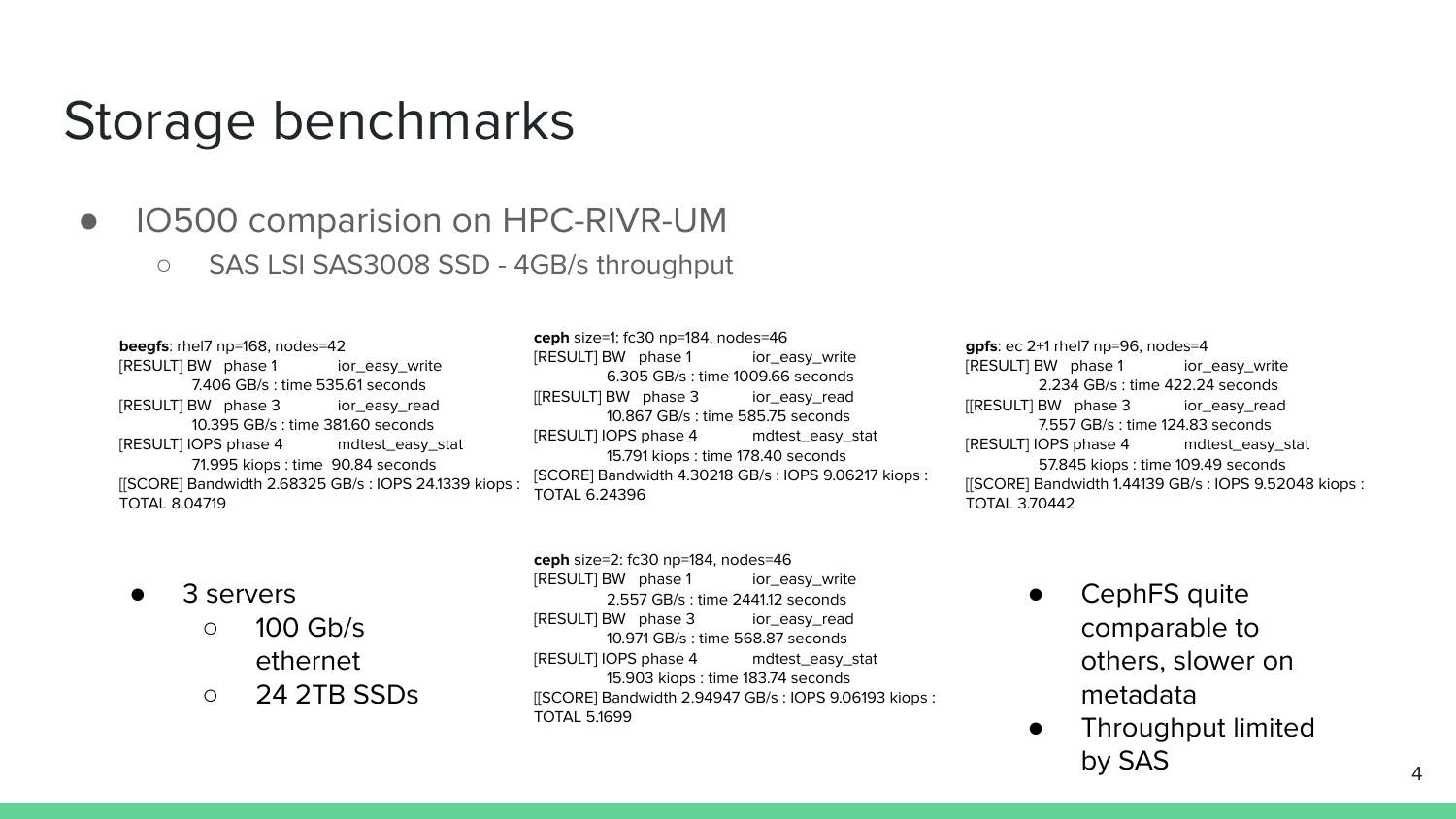# Storage benchmarks

- IO500 comparision on HPC-RIVR-UM
  - SAS LSI SAS3008 SSD - 4GB/s throughput

```
beegfs: rhel7 np=168, nodes=42
[RESULT] BW   phase 1            ior_easy_write
         7.406 GB/s : time 535.61 seconds
[RESULT] BW   phase 3            ior_easy_read
         10.395 GB/s : time 381.60 seconds
[RESULT] IOPS phase 4            mdtest_easy_stat
         71.995 kiops : time  90.84 seconds
[[SCORE] Bandwidth 2.68325 GB/s : IOPS 24.1339 kiops :
TOTAL 8.04719
```

```
ceph size=1: fc30 np=184, nodes=46
[RESULT] BW   phase 1            ior_easy_write
         6.305 GB/s : time 1009.66 seconds
[[RESULT] BW   phase 3           ior_easy_read
         10.867 GB/s : time 585.75 seconds
[RESULT] IOPS phase 4            mdtest_easy_stat
         15.791 kiops : time 178.40 seconds
[SCORE] Bandwidth 4.30218 GB/s : IOPS 9.06217 kiops :
TOTAL 6.24396
```

```
gpfs: ec 2+1 rhel7 np=96, nodes=4
[RESULT] BW   phase 1            ior_easy_write
         2.234 GB/s : time 422.24 seconds
[[RESULT] BW   phase 3           ior_easy_read
         7.557 GB/s : time 124.83 seconds
[RESULT] IOPS phase 4            mdtest_easy_stat
         57.845 kiops : time 109.49 seconds
[[SCORE] Bandwidth 1.44139 GB/s : IOPS 9.52048 kiops :
TOTAL 3.70442
```

- 3 servers
  - 100 Gb/s ethernet
  - 24 2TB SSDs

```
ceph size=2: fc30 np=184, nodes=46
[RESULT] BW   phase 1            ior_easy_write
         2.557 GB/s : time 2441.12 seconds
[RESULT] BW   phase 3            ior_easy_read
         10.971 GB/s : time 568.87 seconds
[RESULT] IOPS phase 4            mdtest_easy_stat
         15.903 kiops : time 183.74 seconds
[[SCORE] Bandwidth 2.94947 GB/s : IOPS 9.06193 kiops :
TOTAL 5.1699
```

- CephFS quite comparable to others, slower on metadata
- Throughput limited by SAS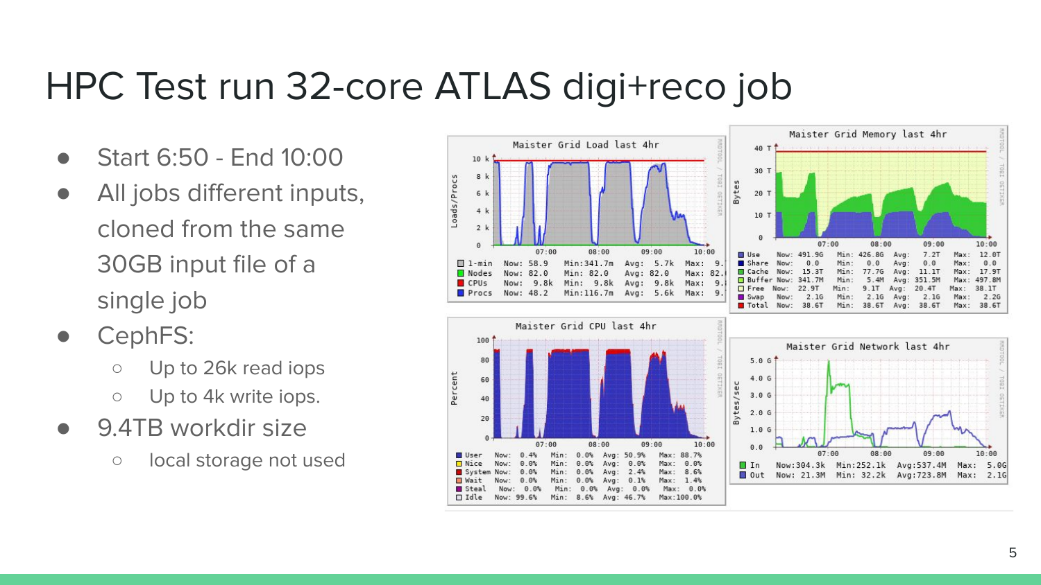# HPC Test run 32-core ATLAS digi+reco job

- Start 6:50 - End 10:00
- All jobs different inputs, cloned from the same 30GB input file of a single job
- CephFS:
  - Up to 26k read iops
  - Up to 4k write iops.
- 9.4TB workdir size
  - local storage not used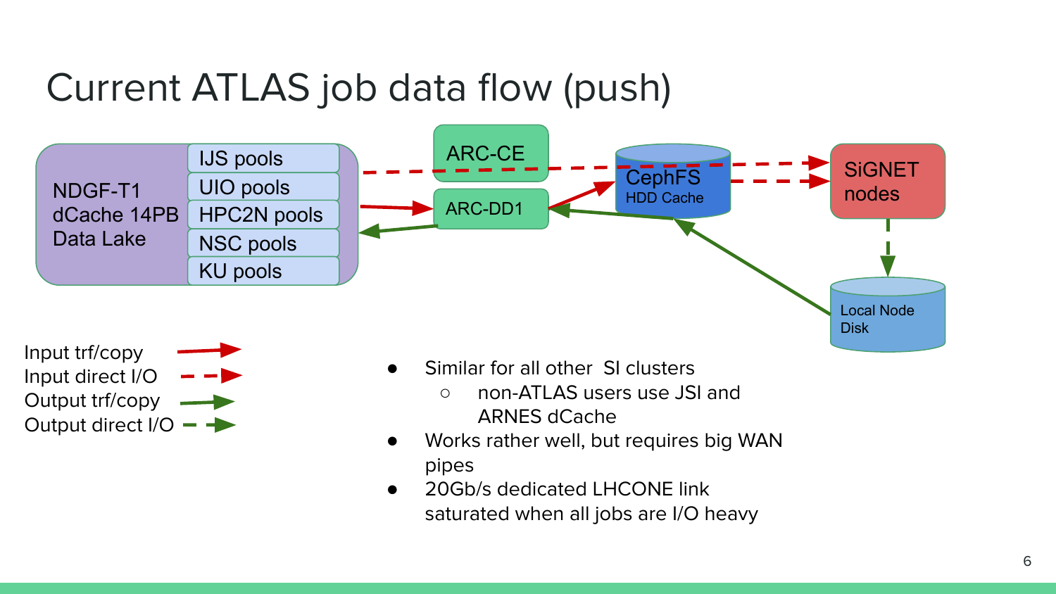# Current ATLAS job data flow (push)

NDGF-T1 dCache 14PB Data Lake

- IJS pools
- UIO pools
- HPC2N pools
- NSC pools
- KU pools

ARC-CE

ARC-DD1

CephFS HDD Cache

SiGNET nodes

Local Node Disk

Input trf/copy

Input direct I/O

Output trf/copy

Output direct I/O

- Similar for all other SI clusters
  - non-ATLAS users use JSI and ARNES dCache
- Works rather well, but requires big WAN pipes
- 20Gb/s dedicated LHCONE link saturated when all jobs are I/O heavy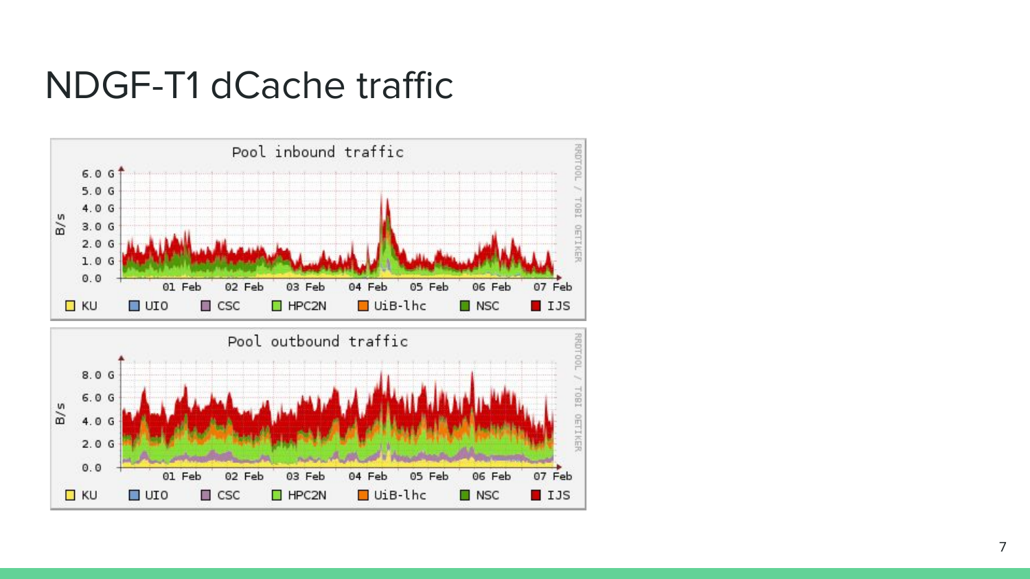# NDGF-T1 dCache traffic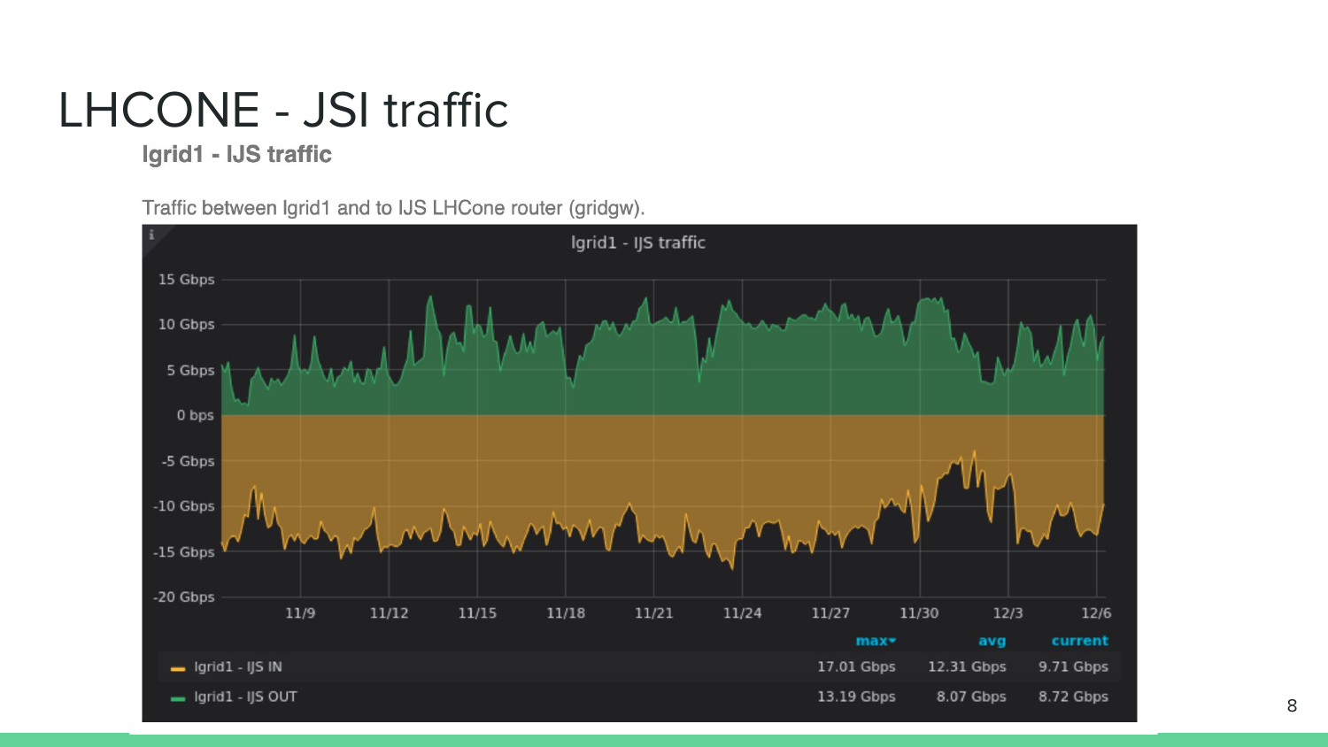# LHCONE - JSI traffic

### lgrid1 - IJS traffic

Traffic between lgrid1 and to IJS LHCone router (gridgw).

lgrid1 - IJS traffic

| | max | avg | current |
|---|---|---|---|
| lgrid1 - IJS IN | 17.01 Gbps | 12.31 Gbps | 9.71 Gbps |
| lgrid1 - IJS OUT | 13.19 Gbps | 8.07 Gbps | 8.72 Gbps |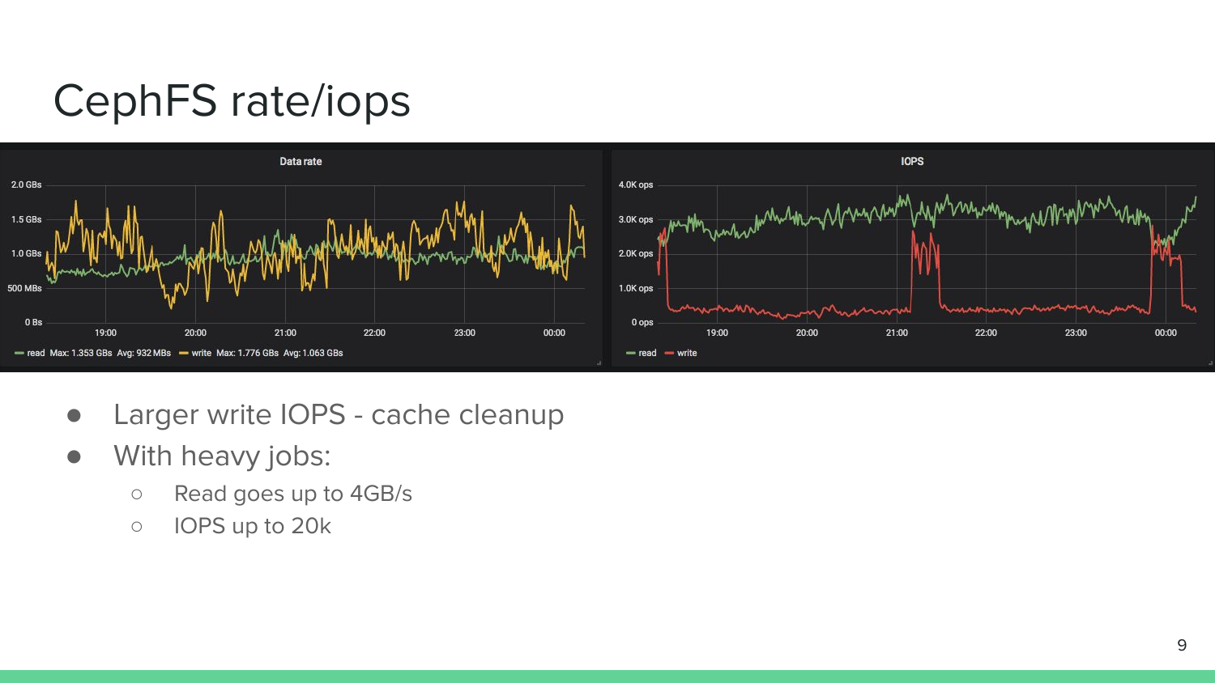# CephFS rate/iops

- Larger write IOPS - cache cleanup
- With heavy jobs:
  - Read goes up to 4GB/s
  - IOPS up to 20k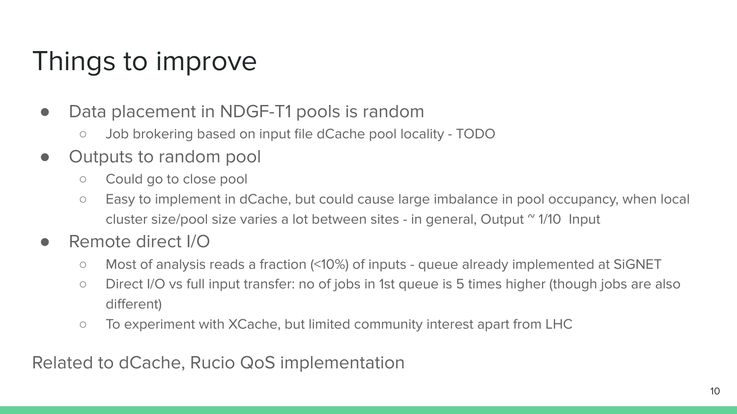# Things to improve

- Data placement in NDGF-T1 pools is random
  - Job brokering based on input file dCache pool locality - TODO
- Outputs to random pool
  - Could go to close pool
  - Easy to implement in dCache, but could cause large imbalance in pool occupancy, when local cluster size/pool size varies a lot between sites - in general, Output ~ 1/10 Input
- Remote direct I/O
  - Most of analysis reads a fraction (<10%) of inputs - queue already implemented at SiGNET
  - Direct I/O vs full input transfer: no of jobs in 1st queue is 5 times higher (though jobs are also different)
  - To experiment with XCache, but limited community interest apart from LHC

Related to dCache, Rucio QoS implementation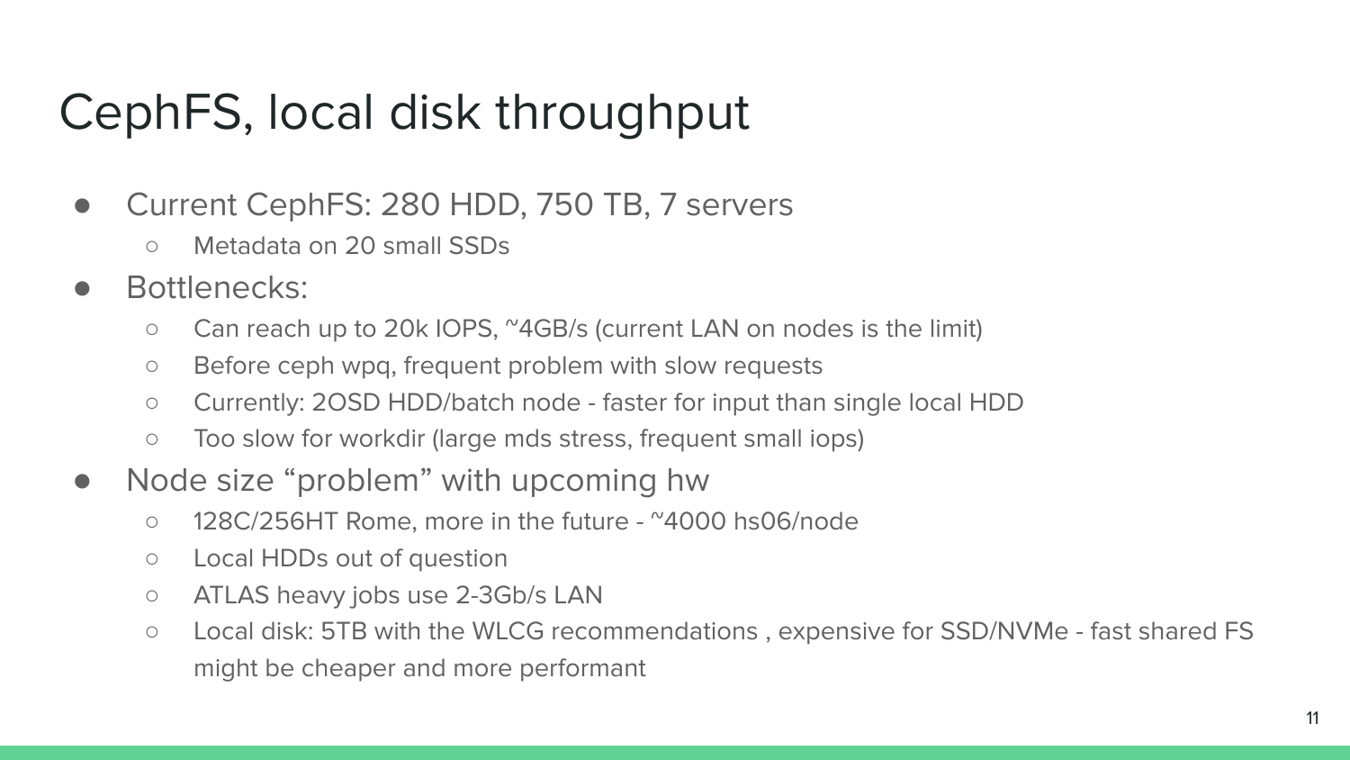# CephFS, local disk throughput

- Current CephFS: 280 HDD, 750 TB, 7 servers
  - Metadata on 20 small SSDs
- Bottlenecks:
  - Can reach up to 20k IOPS, ~4GB/s (current LAN on nodes is the limit)
  - Before ceph wpq, frequent problem with slow requests
  - Currently: 2OSD HDD/batch node - faster for input than single local HDD
  - Too slow for workdir (large mds stress, frequent small iops)
- Node size “problem” with upcoming hw
  - 128C/256HT Rome, more in the future - ~4000 hs06/node
  - Local HDDs out of question
  - ATLAS heavy jobs use 2-3Gb/s LAN
  - Local disk: 5TB with the WLCG recommendations , expensive for SSD/NVMe - fast shared FS might be cheaper and more performant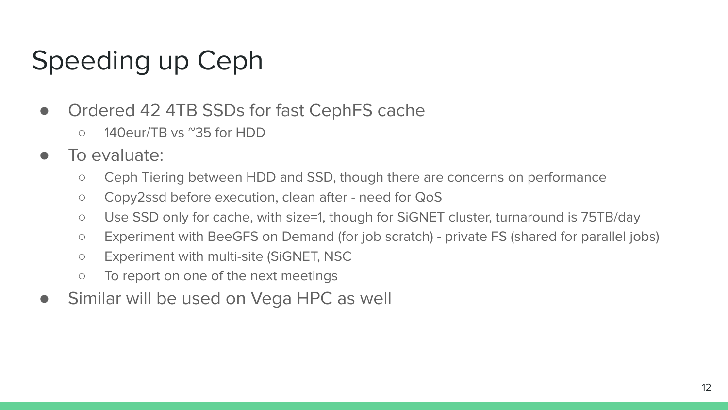# Speeding up Ceph

- Ordered 42 4TB SSDs for fast CephFS cache
  - 140eur/TB vs ~35 for HDD
- To evaluate:
  - Ceph Tiering between HDD and SSD, though there are concerns on performance
  - Copy2ssd before execution, clean after - need for QoS
  - Use SSD only for cache, with size=1, though for SiGNET cluster, turnaround is 75TB/day
  - Experiment with BeeGFS on Demand (for job scratch) - private FS (shared for parallel jobs)
  - Experiment with multi-site (SiGNET, NSC
  - To report on one of the next meetings
- Similar will be used on Vega HPC as well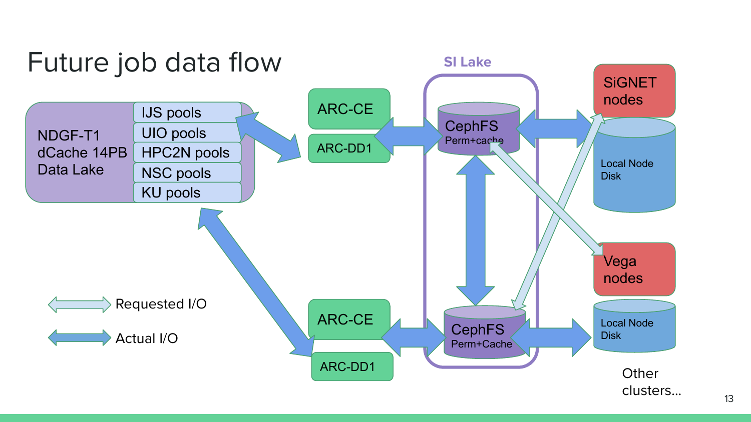# Future job data flow

NDGF-T1
dCache 14PB
Data Lake

- IJS pools
- UIO pools
- HPC2N pools
- NSC pools
- KU pools

ARC-CE

ARC-DD1

SI Lake

CephFS
Perm+cache

CephFS
Perm+Cache

ARC-CE

ARC-DD1

SiGNET nodes

Local Node Disk

Vega nodes

Local Node Disk

Other clusters...

Requested I/O

Actual I/O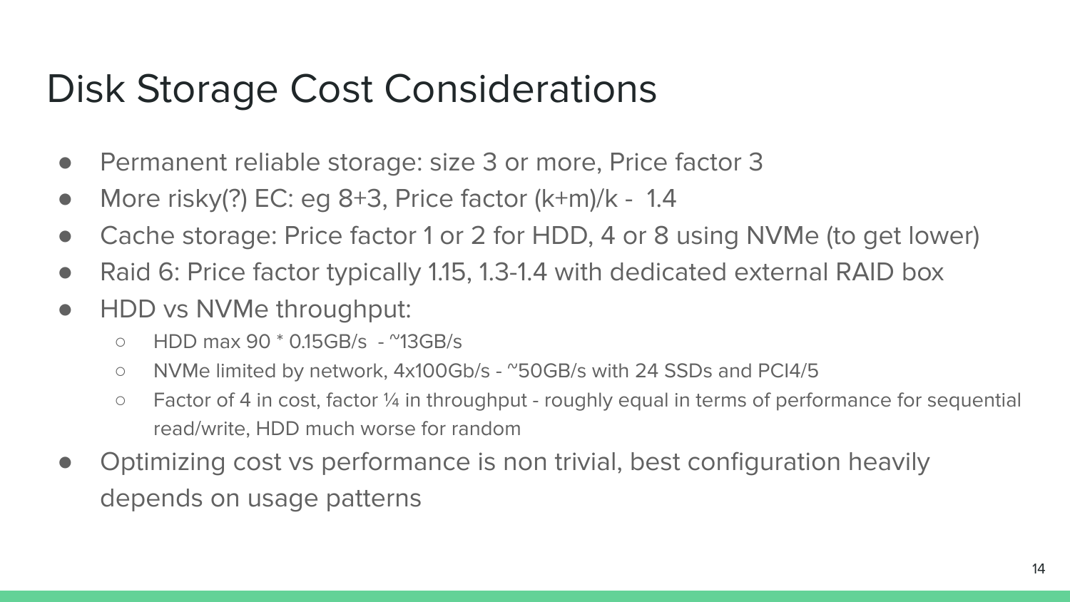# Disk Storage Cost Considerations

- Permanent reliable storage: size 3 or more, Price factor 3
- More risky(?) EC: eg 8+3, Price factor (k+m)/k - 1.4
- Cache storage: Price factor 1 or 2 for HDD, 4 or 8 using NVMe (to get lower)
- Raid 6: Price factor typically 1.15, 1.3-1.4 with dedicated external RAID box
- HDD vs NVMe throughput:
  - HDD max 90 * 0.15GB/s - ~13GB/s
  - NVMe limited by network, 4x100Gb/s - ~50GB/s with 24 SSDs and PCI4/5
  - Factor of 4 in cost, factor ¼ in throughput - roughly equal in terms of performance for sequential read/write, HDD much worse for random
- Optimizing cost vs performance is non trivial, best configuration heavily depends on usage patterns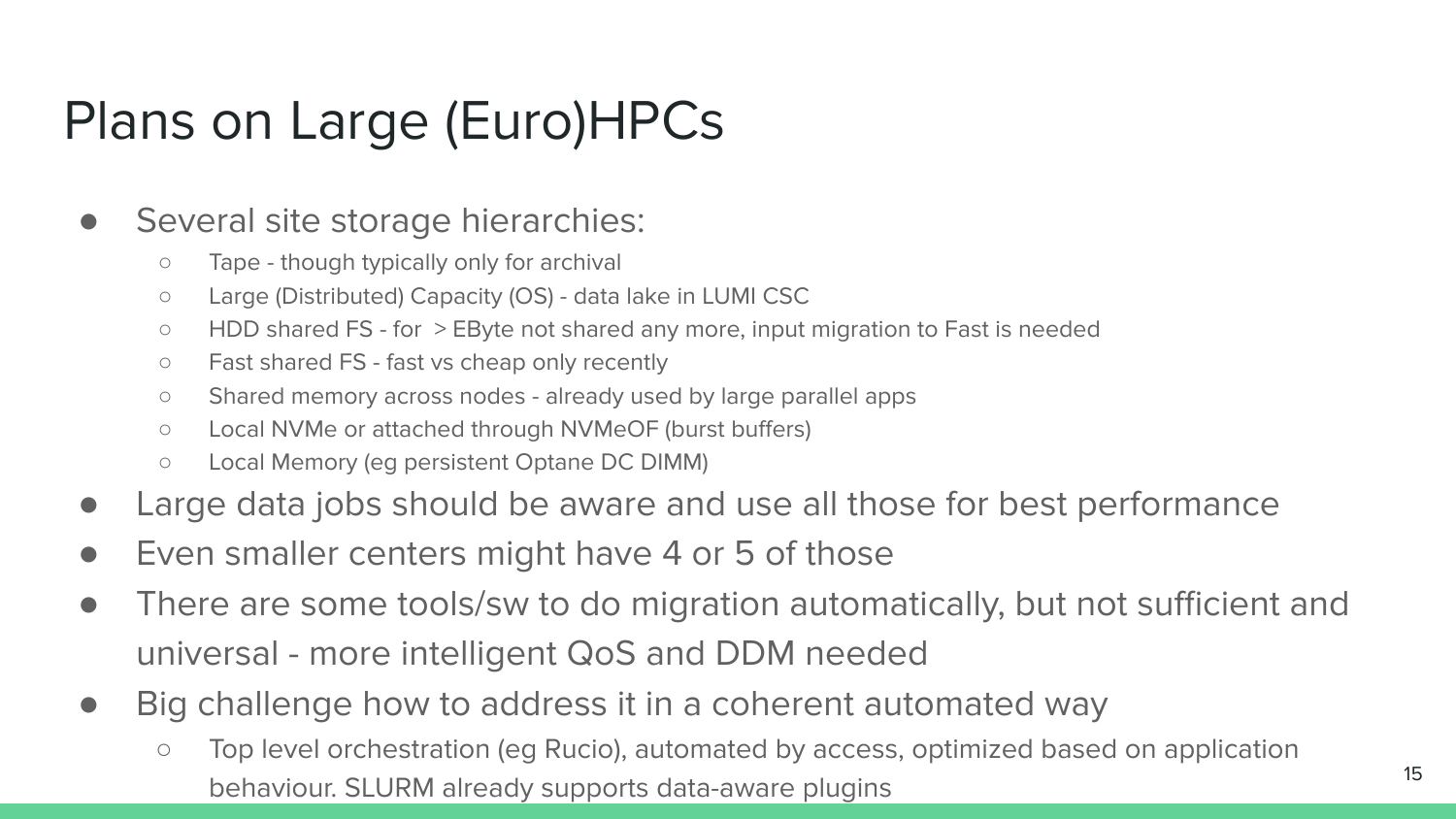# Plans on Large (Euro)HPCs

- Several site storage hierarchies:
  - Tape - though typically only for archival
  - Large (Distributed) Capacity (OS) - data lake in LUMI CSC
  - HDD shared FS - for  > EByte not shared any more, input migration to Fast is needed
  - Fast shared FS - fast vs cheap only recently
  - Shared memory across nodes - already used by large parallel apps
  - Local NVMe or attached through NVMeOF (burst buffers)
  - Local Memory (eg persistent Optane DC DIMM)
- Large data jobs should be aware and use all those for best performance
- Even smaller centers might have 4 or 5 of those
- There are some tools/sw to do migration automatically, but not sufficient and universal - more intelligent QoS and DDM needed
- Big challenge how to address it in a coherent automated way
  - Top level orchestration (eg Rucio), automated by access, optimized based on application behaviour. SLURM already supports data-aware plugins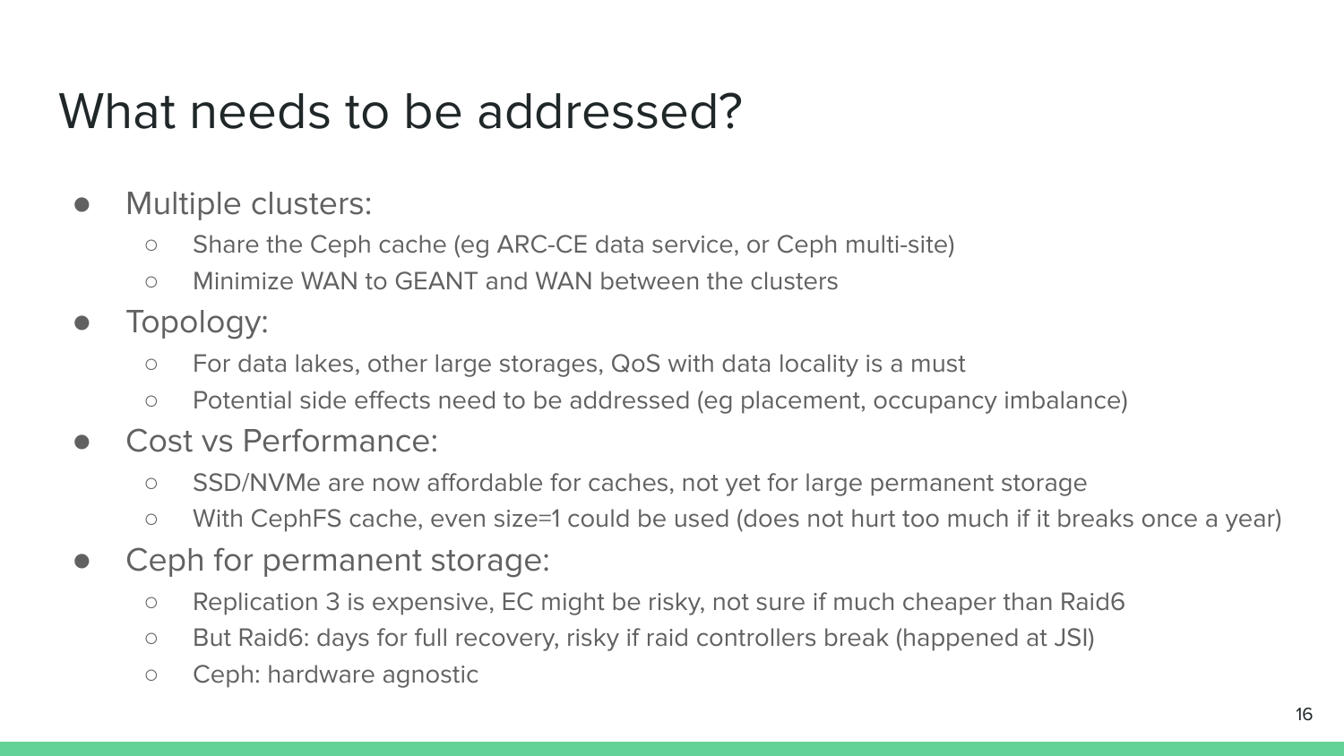# What needs to be addressed?

- Multiple clusters:
  - Share the Ceph cache (eg ARC-CE data service, or Ceph multi-site)
  - Minimize WAN to GEANT and WAN between the clusters
- Topology:
  - For data lakes, other large storages, QoS with data locality is a must
  - Potential side effects need to be addressed (eg placement, occupancy imbalance)
- Cost vs Performance:
  - SSD/NVMe are now affordable for caches, not yet for large permanent storage
  - With CephFS cache, even size=1 could be used (does not hurt too much if it breaks once a year)
- Ceph for permanent storage:
  - Replication 3 is expensive, EC might be risky, not sure if much cheaper than Raid6
  - But Raid6: days for full recovery, risky if raid controllers break (happened at JSI)
  - Ceph: hardware agnostic